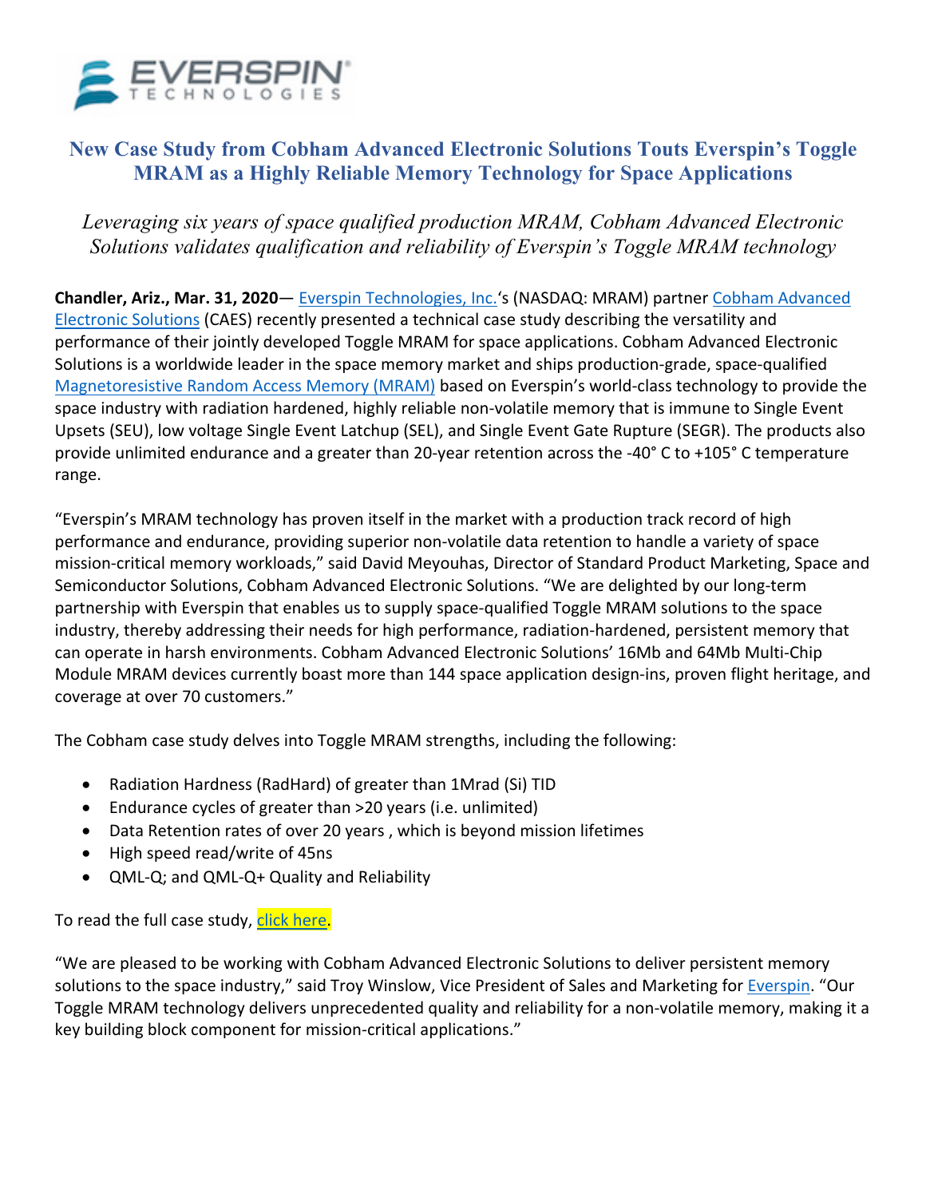# New Case Study from Cobham Advanced Electronic Solutions Touts Everspin's Toggle MRAM as a Highly Reliable Memory Technology for Space Applications

*Leveraging six years of space qualified production MRAM, Cobham Advanced Electronic Solutions validates qualification and reliability of Everspin's Toggle MRAM technology*

**Chandler, Ariz., Mar. 31, 2020**— Everspin Technologies, Inc.'s (NASDAQ: MRAM) partner Cobham Advanced Electronic Solutions (CAES) recently presented a technical case study describing the versatility and performance of their jointly developed Toggle MRAM for space applications. Cobham Advanced Electronic Solutions is a worldwide leader in the space memory market and ships production-grade, space-qualified Magnetoresistive Random Access Memory (MRAM) based on Everspin's world-class technology to provide the space industry with radiation hardened, highly reliable non-volatile memory that is immune to Single Event Upsets (SEU), low voltage Single Event Latchup (SEL), and Single Event Gate Rupture (SEGR). The products also provide unlimited endurance and a greater than 20-year retention across the -40° C to +105° C temperature range.

"Everspin's MRAM technology has proven itself in the market with a production track record of high performance and endurance, providing superior non-volatile data retention to handle a variety of space mission-critical memory workloads," said David Meyouhas, Director of Standard Product Marketing, Space and Semiconductor Solutions, Cobham Advanced Electronic Solutions. "We are delighted by our long-term partnership with Everspin that enables us to supply space-qualified Toggle MRAM solutions to the space industry, thereby addressing their needs for high performance, radiation-hardened, persistent memory that can operate in harsh environments. Cobham Advanced Electronic Solutions' 16Mb and 64Mb Multi-Chip Module MRAM devices currently boast more than 144 space application design-ins, proven flight heritage, and coverage at over 70 customers."

The Cobham case study delves into Toggle MRAM strengths, including the following:

- Radiation Hardness (RadHard) of greater than 1Mrad (Si) TID
- Endurance cycles of greater than >20 years (i.e. unlimited)
- Data Retention rates of over 20 years , which is beyond mission lifetimes
- High speed read/write of 45ns
- QML-Q; and QML-Q+ Quality and Reliability

To read the full case study, click here.

"We are pleased to be working with Cobham Advanced Electronic Solutions to deliver persistent memory solutions to the space industry," said Troy Winslow, Vice President of Sales and Marketing for Everspin. "Our Toggle MRAM technology delivers unprecedented quality and reliability for a non-volatile memory, making it a key building block component for mission-critical applications."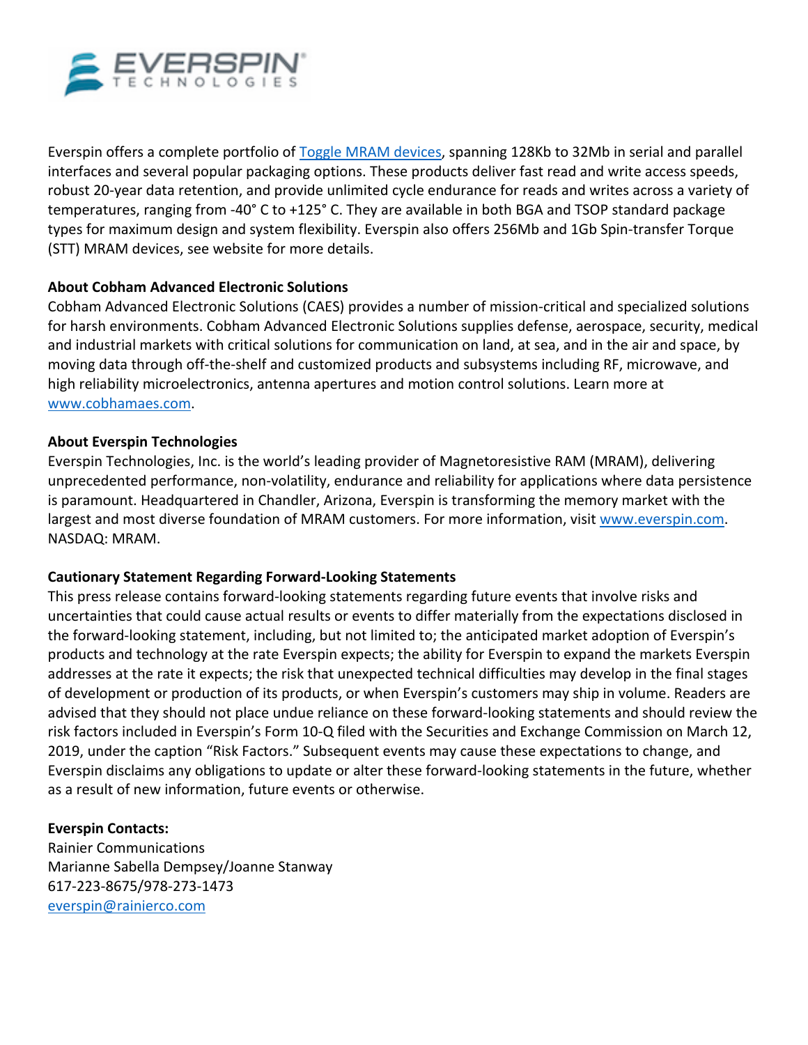Everspin offers a complete portfolio of [Toggle MRAM devices](), spanning 128Kb to 32Mb in serial and parallel interfaces and several popular packaging options. These products deliver fast read and write access speeds, robust 20-year data retention, and provide unlimited cycle endurance for reads and writes across a variety of temperatures, ranging from -40° C to +125° C. They are available in both BGA and TSOP standard package types for maximum design and system flexibility. Everspin also offers 256Mb and 1Gb Spin-transfer Torque (STT) MRAM devices, see website for more details.

**About Cobham Advanced Electronic Solutions**

Cobham Advanced Electronic Solutions (CAES) provides a number of mission-critical and specialized solutions for harsh environments. Cobham Advanced Electronic Solutions supplies defense, aerospace, security, medical and industrial markets with critical solutions for communication on land, at sea, and in the air and space, by moving data through off-the-shelf and customized products and subsystems including RF, microwave, and high reliability microelectronics, antenna apertures and motion control solutions. Learn more at [www.cobhamaes.com]().

**About Everspin Technologies**

Everspin Technologies, Inc. is the world's leading provider of Magnetoresistive RAM (MRAM), delivering unprecedented performance, non-volatility, endurance and reliability for applications where data persistence is paramount. Headquartered in Chandler, Arizona, Everspin is transforming the memory market with the largest and most diverse foundation of MRAM customers. For more information, visit [www.everspin.com](). NASDAQ: MRAM.

**Cautionary Statement Regarding Forward-Looking Statements**

This press release contains forward-looking statements regarding future events that involve risks and uncertainties that could cause actual results or events to differ materially from the expectations disclosed in the forward-looking statement, including, but not limited to; the anticipated market adoption of Everspin's products and technology at the rate Everspin expects; the ability for Everspin to expand the markets Everspin addresses at the rate it expects; the risk that unexpected technical difficulties may develop in the final stages of development or production of its products, or when Everspin's customers may ship in volume. Readers are advised that they should not place undue reliance on these forward-looking statements and should review the risk factors included in Everspin's Form 10-Q filed with the Securities and Exchange Commission on March 12, 2019, under the caption "Risk Factors." Subsequent events may cause these expectations to change, and Everspin disclaims any obligations to update or alter these forward-looking statements in the future, whether as a result of new information, future events or otherwise.

**Everspin Contacts:**

Rainier Communications
Marianne Sabella Dempsey/Joanne Stanway
617-223-8675/978-273-1473
[everspin@rainierco.com]()